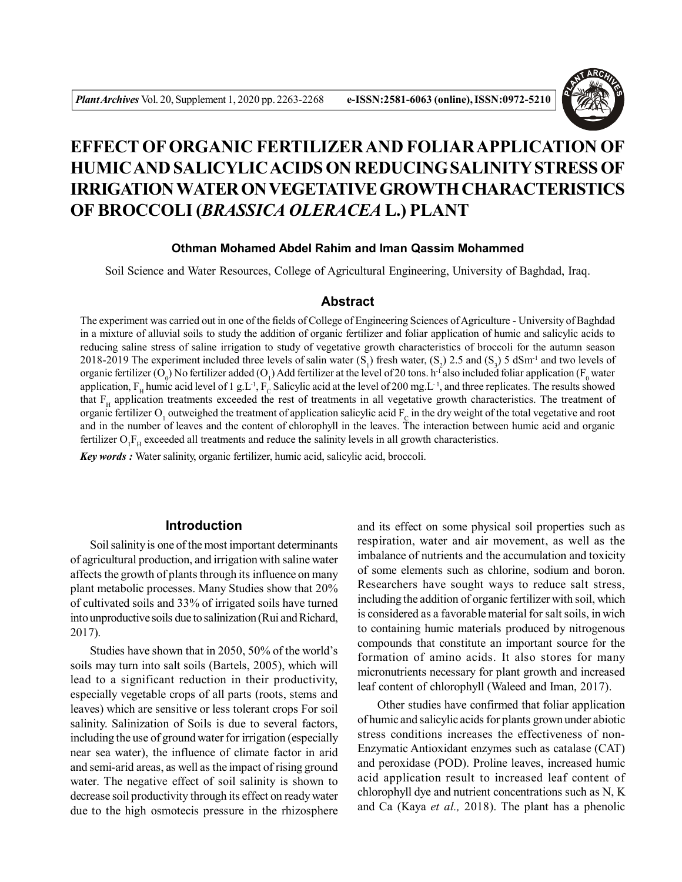# EFFECT OF ORGANIC FERTILIZER AND FOLIAR APPLICATION OF HUMIC AND SALICYLIC ACIDS ON REDUCING SALINITY STRESS OF IRRIGATION WATER ON VEGETATIVE GROWTH CHARACTERISTICS OF BROCCOLI (*BRASSICA OLERACEA* L.) PLANT

**Othman Mohamed Abdel Rahim and Iman Qassim Mohammed**

Soil Science and Water Resources, College of Agricultural Engineering, University of Baghdad, Iraq.

## Abstract

The experiment was carried out in one of the fields of College of Engineering Sciences of Agriculture - University of Baghdad in a mixture of alluvial soils to study the addition of organic fertilizer and foliar application of humic and salicylic acids to reducing saline stress of saline irrigation to study of vegetative growth characteristics of broccoli for the autumn season 2018-2019 The experiment included three levels of salin water ($S_1$) fresh water, ($S_2$) 2.5 and ($S_3$) 5 $dSm^{-1}$ and two levels of organic fertilizer ($O_0$) No fertilizer added ($O_1$) Add fertilizer at the level of 20 tons. $h^{-1}$ also included foliar application ($F_0$ water application, $F_H$ humic acid level of 1 $g.L^{-1}$, $F_C$ Salicylic acid at the level of 200 $mg.L^{-1}$, and three replicates. The results showed that $F_H$ application treatments exceeded the rest of treatments in all vegetative growth characteristics. The treatment of organic fertilizer $O_1$ outweighed the treatment of application salicylic acid $F_C$ in the dry weight of the total vegetative and root and in the number of leaves and the content of chlorophyll in the leaves. The interaction between humic acid and organic fertilizer $O_1F_H$ exceeded all treatments and reduce the salinity levels in all growth characteristics.

***Key words :*** Water salinity, organic fertilizer, humic acid, salicylic acid, broccoli.

## Introduction

Soil salinity is one of the most important determinants of agricultural production, and irrigation with saline water affects the growth of plants through its influence on many plant metabolic processes. Many Studies show that 20% of cultivated soils and 33% of irrigated soils have turned into unproductive soils due to salinization (Rui and Richard, 2017).

Studies have shown that in 2050, 50% of the world's soils may turn into salt soils (Bartels, 2005), which will lead to a significant reduction in their productivity, especially vegetable crops of all parts (roots, stems and leaves) which are sensitive or less tolerant crops For soil salinity. Salinization of Soils is due to several factors, including the use of ground water for irrigation (especially near sea water), the influence of climate factor in arid and semi-arid areas, as well as the impact of rising ground water. The negative effect of soil salinity is shown to decrease soil productivity through its effect on ready water due to the high osmotecis pressure in the rhizosphere and its effect on some physical soil properties such as respiration, water and air movement, as well as the imbalance of nutrients and the accumulation and toxicity of some elements such as chlorine, sodium and boron. Researchers have sought ways to reduce salt stress, including the addition of organic fertilizer with soil, which is considered as a favorable material for salt soils, in wich to containing humic materials produced by nitrogenous compounds that constitute an important source for the formation of amino acids. It also stores for many micronutrients necessary for plant growth and increased leaf content of chlorophyll (Waleed and Iman, 2017).

Other studies have confirmed that foliar application of humic and salicylic acids for plants grown under abiotic stress conditions increases the effectiveness of non-Enzymatic Antioxidant enzymes such as catalase (CAT) and peroxidase (POD). Proline leaves, increased humic acid application result to increased leaf content of chlorophyll dye and nutrient concentrations such as N, K and Ca (Kaya *et al.,* 2018). The plant has a phenolic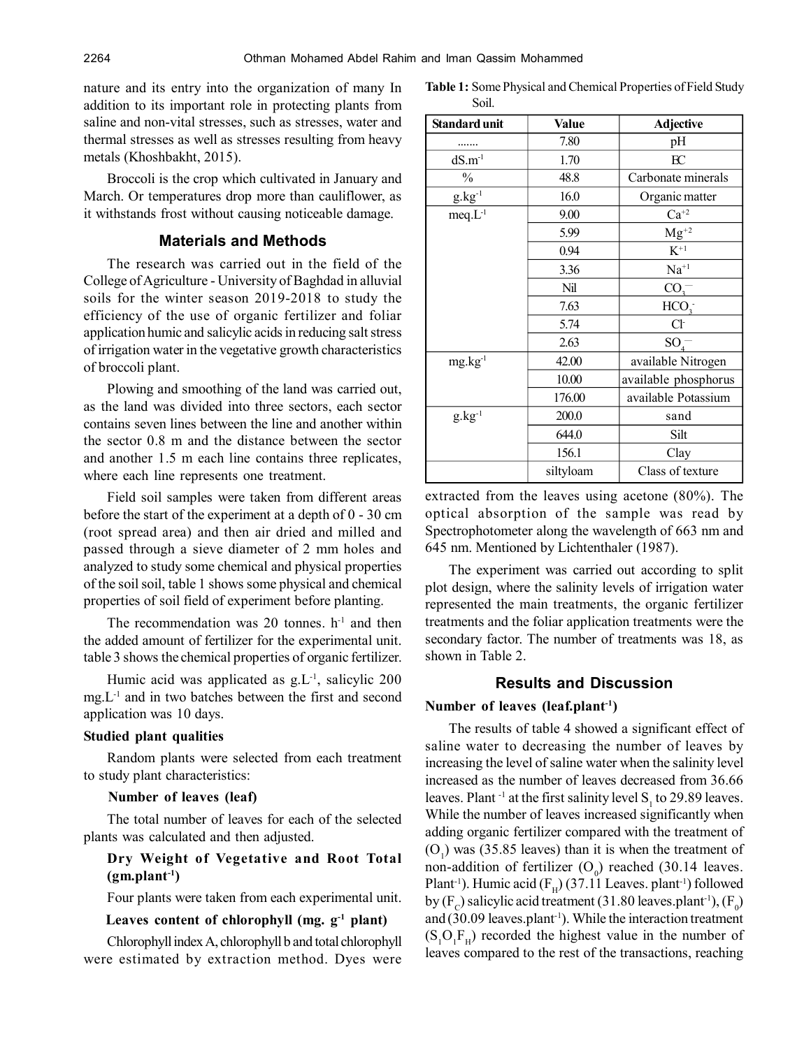nature and its entry into the organization of many In addition to its important role in protecting plants from saline and non-vital stresses, such as stresses, water and thermal stresses as well as stresses resulting from heavy metals (Khoshbakht, 2015).

Broccoli is the crop which cultivated in January and March. Or temperatures drop more than cauliflower, as it withstands frost without causing noticeable damage.

## Materials and Methods

The research was carried out in the field of the College of Agriculture - University of Baghdad in alluvial soils for the winter season 2019-2018 to study the efficiency of the use of organic fertilizer and foliar application humic and salicylic acids in reducing salt stress of irrigation water in the vegetative growth characteristics of broccoli plant.

Plowing and smoothing of the land was carried out, as the land was divided into three sectors, each sector contains seven lines between the line and another within the sector 0.8 m and the distance between the sector and another 1.5 m each line contains three replicates, where each line represents one treatment.

Field soil samples were taken from different areas before the start of the experiment at a depth of 0 - 30 cm (root spread area) and then air dried and milled and passed through a sieve diameter of 2 mm holes and analyzed to study some chemical and physical properties of the soil soil, table 1 shows some physical and chemical properties of soil field of experiment before planting.

The recommendation was 20 tonnes. $h^{-1}$ and then the added amount of fertilizer for the experimental unit. table 3 shows the chemical properties of organic fertilizer.

Humic acid was applicated as $g.L^{-1}$, salicylic 200 $mg.L^{-1}$ and in two batches between the first and second application was 10 days.

### Studied plant qualities

Random plants were selected from each treatment to study plant characteristics:

**Number of leaves (leaf)**

The total number of leaves for each of the selected plants was calculated and then adjusted.

**Dry Weight of Vegetative and Root Total ($gm.plant^{-1}$)**

Four plants were taken from each experimental unit.

**Leaves content of chlorophyll ($mg.\ g^{-1}$ plant)**

Chlorophyll index A, chlorophyll b and total chlorophyll were estimated by extraction method. Dyes were extracted from the leaves using acetone (80%). The optical absorption of the sample was read by Spectrophotometer along the wavelength of 663 nm and 645 nm. Mentioned by Lichtenthaler (1987).

The experiment was carried out according to split plot design, where the salinity levels of irrigation water represented the main treatments, the organic fertilizer treatments and the foliar application treatments were the secondary factor. The number of treatments was 18, as shown in Table 2.

**Table 1:** Some Physical and Chemical Properties of Field Study Soil.

| Standard unit | Value | Adjective |
|---|---|---|
| ....... | 7.80 | pH |
| $dS.m^{-1}$ | 1.70 | EC |
| % | 48.8 | Carbonate minerals |
| $g.kg^{-1}$ | 16.0 | Organic matter |
| $meq.L^{-1}$ | 9.00 | $Ca^{+2}$ |
| | 5.99 | $Mg^{+2}$ |
| | 0.94 | $K^{+1}$ |
| | 3.36 | $Na^{+1}$ |
| | Nil | $CO_3^{--}$ |
| | 7.63 | $HCO_3^{-}$ |
| | 5.74 | $Cl^{-}$ |
| | 2.63 | $SO_4^{--}$ |
| $mg.kg^{-1}$ | 42.00 | available Nitrogen |
| | 10.00 | available phosphorus |
| | 176.00 | available Potassium |
| $g.kg^{-1}$ | 200.0 | sand |
| | 644.0 | Silt |
| | 156.1 | Clay |
| | siltyloam | Class of texture |

## Results and Discussion

### Number of leaves ($leaf.plant^{-1}$)

The results of table 4 showed a significant effect of saline water to decreasing the number of leaves by increasing the level of saline water when the salinity level increased as the number of leaves decreased from 36.66 leaves. Plant $^{-1}$ at the first salinity level $S_1$ to 29.89 leaves. While the number of leaves increased significantly when adding organic fertilizer compared with the treatment of ($O_1$) was (35.85 leaves) than it is when the treatment of non-addition of fertilizer ($O_0$) reached (30.14 leaves. $Plant^{-1}$). Humic acid ($F_H$) (37.11 Leaves. $plant^{-1}$) followed by ($F_C$) salicylic acid treatment (31.80 $leaves.plant^{-1}$), ($F_0$) and (30.09 $leaves.plant^{-1}$). While the interaction treatment ($S_1O_1F_H$) recorded the highest value in the number of leaves compared to the rest of the transactions, reaching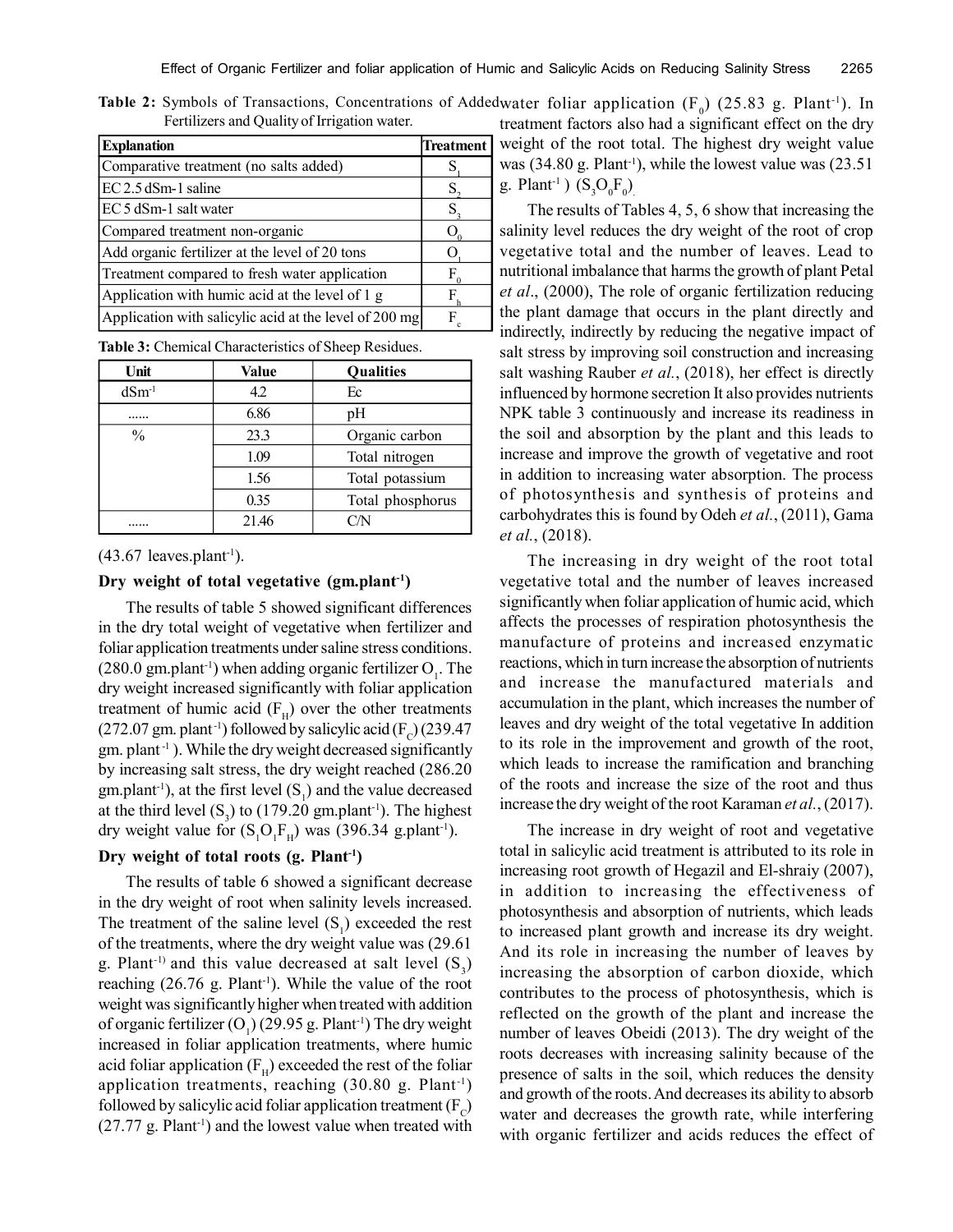**Table 2:** Symbols of Transactions, Concentrations of Added Fertilizers and Quality of Irrigation water.

| Explanation | Treatment |
|---|---|
| Comparative treatment (no salts added) | $S_1$ |
| EC 2.5 dSm-1 saline | $S_2$ |
| EC 5 dSm-1 salt water | $S_3$ |
| Compared treatment non-organic | $O_0$ |
| Add organic fertilizer at the level of 20 tons | $O_1$ |
| Treatment compared to fresh water application | $F_0$ |
| Application with humic acid at the level of 1 g | $F_h$ |
| Application with salicylic acid at the level of 200 mg | $F_c$ |

**Table 3:** Chemical Characteristics of Sheep Residues.

| Unit | Value | Qualities |
|---|---|---|
| $dSm^{-1}$ | 4.2 | Ec |
| ...... | 6.86 | pH |
| % | 23.3 | Organic carbon |
| | 1.09 | Total nitrogen |
| | 1.56 | Total potassium |
| | 0.35 | Total phosphorus |
| ...... | 21.46 | C/N |

(43.67 $leaves.plant^{-1}$).

### Dry weight of total vegetative ($gm.plant^{-1}$)

The results of table 5 showed significant differences in the dry total weight of vegetative when fertilizer and foliar application treatments under saline stress conditions. (280.0 $gm.plant^{-1}$) when adding organic fertilizer $O_1$. The dry weight increased significantly with foliar application treatment of humic acid ($F_H$) over the other treatments (272.07 gm. $plant^{-1}$) followed by salicylic acid ($F_C$) (239.47 gm. $plant^{-1}$ ). While the dry weight decreased significantly by increasing salt stress, the dry weight reached (286.20 $gm.plant^{-1}$), at the first level ($S_1$) and the value decreased at the third level ($S_3$) to (179.20 $gm.plant^{-1}$). The highest dry weight value for ($S_1O_1F_H$) was (396.34 $g.plant^{-1}$).

### Dry weight of total roots (g. $Plant^{-1}$)

The results of table 6 showed a significant decrease in the dry weight of root when salinity levels increased. The treatment of the saline level ($S_1$) exceeded the rest of the treatments, where the dry weight value was (29.61 g. $Plant^{-1}$) and this value decreased at salt level ($S_3$) reaching (26.76 g. $Plant^{-1}$). While the value of the root weight was significantly higher when treated with addition of organic fertilizer ($O_1$) (29.95 g. $Plant^{-1}$) The dry weight increased in foliar application treatments, where humic acid foliar application ($F_H$) exceeded the rest of the foliar application treatments, reaching (30.80 g. $Plant^{-1}$) followed by salicylic acid foliar application treatment ($F_C$) (27.77 g. $Plant^{-1}$) and the lowest value when treated with water foliar application ($F_0$) (25.83 g. $Plant^{-1}$). In treatment factors also had a significant effect on the dry weight of the root total. The highest dry weight value was (34.80 g. $Plant^{-1}$), while the lowest value was (23.51 g. $Plant^{-1}$ ) ($S_3O_0F_0$).

The results of Tables 4, 5, 6 show that increasing the salinity level reduces the dry weight of the root of crop vegetative total and the number of leaves. Lead to nutritional imbalance that harms the growth of plant Petal *et al*., (2000), The role of organic fertilization reducing the plant damage that occurs in the plant directly and indirectly, indirectly by reducing the negative impact of salt stress by improving soil construction and increasing salt washing Rauber *et al.*, (2018), her effect is directly influenced by hormone secretion It also provides nutrients NPK table 3 continuously and increase its readiness in the soil and absorption by the plant and this leads to increase and improve the growth of vegetative and root in addition to increasing water absorption. The process of photosynthesis and synthesis of proteins and carbohydrates this is found by Odeh *et al.*, (2011), Gama *et al.*, (2018).

The increasing in dry weight of the root total vegetative total and the number of leaves increased significantly when foliar application of humic acid, which affects the processes of respiration photosynthesis the manufacture of proteins and increased enzymatic reactions, which in turn increase the absorption of nutrients and increase the manufactured materials and accumulation in the plant, which increases the number of leaves and dry weight of the total vegetative In addition to its role in the improvement and growth of the root, which leads to increase the ramification and branching of the roots and increase the size of the root and thus increase the dry weight of the root Karaman *et al.*, (2017).

The increase in dry weight of root and vegetative total in salicylic acid treatment is attributed to its role in increasing root growth of Hegazil and El-shraiy (2007), in addition to increasing the effectiveness of photosynthesis and absorption of nutrients, which leads to increased plant growth and increase its dry weight. And its role in increasing the number of leaves by increasing the absorption of carbon dioxide, which contributes to the process of photosynthesis, which is reflected on the growth of the plant and increase the number of leaves Obeidi (2013). The dry weight of the roots decreases with increasing salinity because of the presence of salts in the soil, which reduces the density and growth of the roots. And decreases its ability to absorb water and decreases the growth rate, while interfering with organic fertilizer and acids reduces the effect of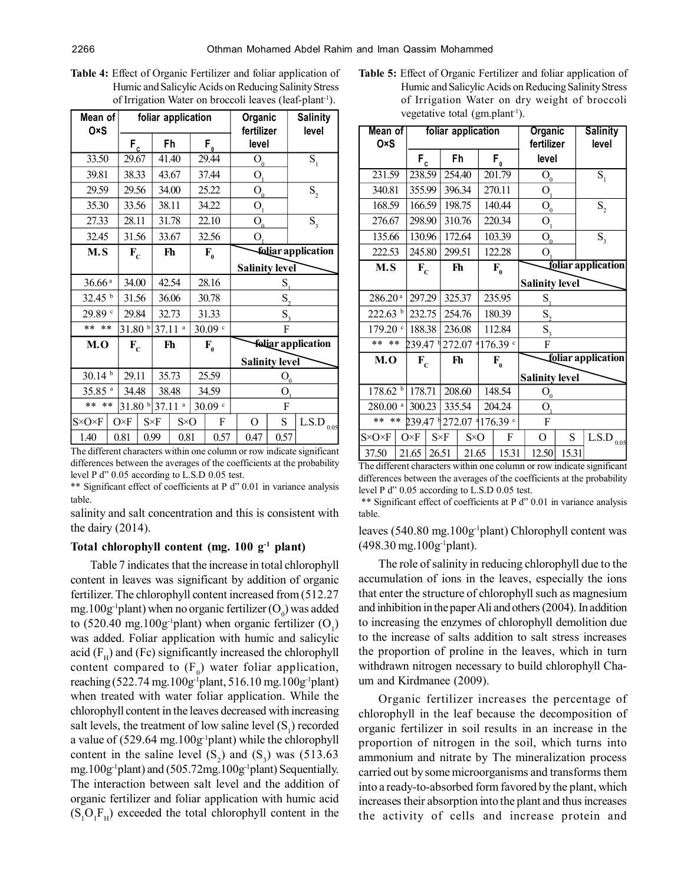**Table 4:** Effect of Organic Fertilizer and foliar application of Humic and Salicylic Acids on Reducing Salinity Stress of Irrigation Water on broccoli leaves (leaf-plant$^{-1}$).

| Mean of O×S | foliar application | | | Organic fertilizer level | Salinity level |
|---|---|---|---|---|---|
| | $F_C$ | Fh | $F_0$ | | |
| 33.50 | 29.67 | 41.40 | 29.44 | $O_0$ | $S_1$ |
| 39.81 | 38.33 | 43.67 | 37.44 | $O_1$ | |
| 29.59 | 29.56 | 34.00 | 25.22 | $O_0$ | $S_2$ |
| 35.30 | 33.56 | 38.11 | 34.22 | $O_1$ | |
| 27.33 | 28.11 | 31.78 | 22.10 | $O_0$ | $S_3$ |
| 32.45 | 31.56 | 33.67 | 32.56 | $O_1$ | |
| **M.S** | $F_C$ | **Fh** | $F_0$ | foliar application / Salinity level | |
| 36.66 [a] | 34.00 | 42.54 | 28.16 | $S_1$ | |
| 32.45 [b] | 31.56 | 36.06 | 30.78 | $S_2$ | |
| 29.89 [c] | 29.84 | 32.73 | 31.33 | $S_3$ | |
| ** ** | 31.80 [b] | 37.11 [a] | 30.09 [c] | F | |
| **M.O** | $F_C$ | **Fh** | $F_0$ | foliar application / Salinity level | |
| 30.14 [b] | 29.11 | 35.73 | 25.59 | $O_0$ | |
| 35.85 [a] | 34.48 | 38.48 | 34.59 | $O_1$ | |
| ** ** | 31.80 [b] | 37.11 [a] | 30.09 [c] | F | |

| S×O×F | O×F | S×F | S×O | F | O | S | L.S.D $_{0.05}$ |
|---|---|---|---|---|---|---|---|
| 1.40 | 0.81 | 0.99 | 0.81 | 0.57 | 0.47 | 0.57 | |

The different characters within one column or row indicate significant differences between the averages of the coefficients at the probability level P d" 0.05 according to L.S.D 0.05 test.

** Significant effect of coefficients at P d" 0.01 in variance analysis table.

**Table 5:** Effect of Organic Fertilizer and foliar application of Humic and Salicylic Acids on Reducing Salinity Stress of Irrigation Water on dry weight of broccoli vegetative total (gm.plant$^{-1}$).

| Mean of O×S | foliar application | | | Organic fertilizer level | Salinity level |
|---|---|---|---|---|---|
| | $F_C$ | Fh | $F_0$ | | |
| 231.59 | 238.59 | 254.40 | 201.79 | $O_0$ | $S_1$ |
| 340.81 | 355.99 | 396.34 | 270.11 | $O_1$ | |
| 168.59 | 166.59 | 198.75 | 140.44 | $O_0$ | $S_2$ |
| 276.67 | 298.90 | 310.76 | 220.34 | $O_1$ | |
| 135.66 | 130.96 | 172.64 | 103.39 | $O_0$ | $S_3$ |
| 222.53 | 245.80 | 299.51 | 122.28 | $O_1$ | |
| **M.S** | $F_C$ | **Fh** | $F_0$ | foliar application / Salinity level | |
| 286.20 [a] | 297.29 | 325.37 | 235.95 | $S_1$ | |
| 222.63 [b] | 232.75 | 254.76 | 180.39 | $S_2$ | |
| 179.20 [c] | 188.38 | 236.08 | 112.84 | $S_3$ | |
| ** ** | 239.47 [b] | 272.07 [a] | 176.39 [c] | F | |
| **M.O** | $F_C$ | **Fh** | $F_0$ | foliar application / Salinity level | |
| 178.62 [b] | 178.71 | 208.60 | 148.54 | $O_0$ | |
| 280.00 [a] | 300.23 | 335.54 | 204.24 | $O_1$ | |
| ** ** | 239.47 [b] | 272.07 [a] | 176.39 [c] | F | |

| S×O×F | O×F | S×F | S×O | F | O | S | L.S.D $_{0.05}$ |
|---|---|---|---|---|---|---|---|
| 37.50 | 21.65 | 26.51 | 21.65 | 15.31 | 12.50 | 15.31 | |

The different characters within one column or row indicate significant differences between the averages of the coefficients at the probability level P d" 0.05 according to L.S.D 0.05 test.

** Significant effect of coefficients at P d" 0.01 in variance analysis table.

salinity and salt concentration and this is consistent with the dairy (2014).

### Total chlorophyll content (mg. 100 g$^{-1}$ plant)

Table 7 indicates that the increase in total chlorophyll content in leaves was significant by addition of organic fertilizer. The chlorophyll content increased from (512.27 mg.100g$^{-1}$plant) when no organic fertilizer ($O_0$) was added to (520.40 mg.100g$^{-1}$plant) when organic fertilizer ($O_1$) was added. Foliar application with humic and salicylic acid ($F_H$) and (Fc) significantly increased the chlorophyll content compared to ($F_0$) water foliar application, reaching (522.74 mg.100g$^{-1}$plant, 516.10 mg.100g$^{-1}$plant) when treated with water foliar application. While the chlorophyll content in the leaves decreased with increasing salt levels, the treatment of low saline level ($S_1$) recorded a value of (529.64 mg.100g$^{-1}$plant) while the chlorophyll content in the saline level ($S_2$) and ($S_3$) was (513.63 mg.100g$^{-1}$plant) and (505.72mg.100g$^{-1}$plant) Sequentially. The interaction between salt level and the addition of organic fertilizer and foliar application with humic acid ($S_1O_1F_H$) exceeded the total chlorophyll content in the leaves (540.80 mg.100g$^{-1}$plant) Chlorophyll content was (498.30 mg.100g$^{-1}$plant).

The role of salinity in reducing chlorophyll due to the accumulation of ions in the leaves, especially the ions that enter the structure of chlorophyll such as magnesium and inhibition in the paper Ali and others (2004). In addition to increasing the enzymes of chlorophyll demolition due to the increase of salts addition to salt stress increases the proportion of proline in the leaves, which in turn withdrawn nitrogen necessary to build chlorophyll Cha-um and Kirdmanee (2009).

Organic fertilizer increases the percentage of chlorophyll in the leaf because the decomposition of organic fertilizer in soil results in an increase in the proportion of nitrogen in the soil, which turns into ammonium and nitrate by The mineralization process carried out by some microorganisms and transforms them into a ready-to-absorbed form favored by the plant, which increases their absorption into the plant and thus increases the activity of cells and increase protein and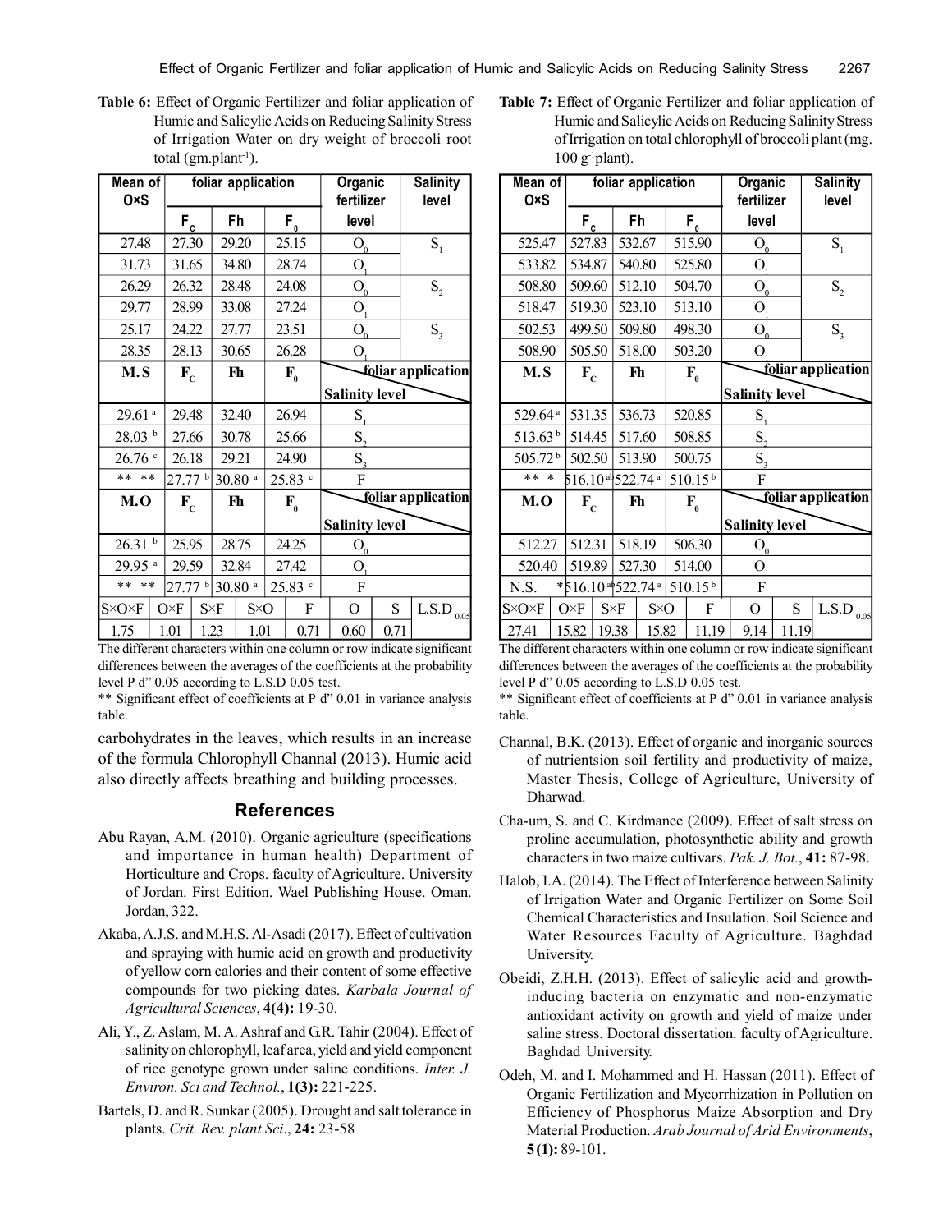**Table 6:** Effect of Organic Fertilizer and foliar application of Humic and Salicylic Acids on Reducing Salinity Stress of Irrigation Water on dry weight of broccoli root total (gm.plant$^{-1}$).

| Mean of O×S | foliar application | | | Organic fertilizer level | Salinity level | | |
|---|---|---|---|---|---|---|---|
| | $F_C$ | Fh | $F_0$ | | | | |
| 27.48 | 27.30 | 29.20 | 25.15 | $O_0$ | $S_1$ | | |
| 31.73 | 31.65 | 34.80 | 28.74 | $O_1$ | | | |
| 26.29 | 26.32 | 28.48 | 24.08 | $O_0$ | $S_2$ | | |
| 29.77 | 28.99 | 33.08 | 27.24 | $O_1$ | | | |
| 25.17 | 24.22 | 27.77 | 23.51 | $O_0$ | $S_3$ | | |
| 28.35 | 28.13 | 30.65 | 26.28 | $O_1$ | | | |
| **M.S** | **$F_C$** | **Fh** | **$F_0$** | **Salinity level / foliar application** | | | |
| 29.61 $^a$ | 29.48 | 32.40 | 26.94 | $S_1$ | | | |
| 28.03 $^b$ | 27.66 | 30.78 | 25.66 | $S_2$ | | | |
| 26.76 $^c$ | 26.18 | 29.21 | 24.90 | $S_3$ | | | |
| ** ** | 27.77 $^b$ | 30.80 $^a$ | 25.83 $^c$ | F | | | |
| **M.O** | **$F_C$** | **Fh** | **$F_0$** | **Salinity level / foliar application** | | | |
| 26.31 $^b$ | 25.95 | 28.75 | 24.25 | $O_0$ | | | |
| 29.95 $^a$ | 29.59 | 32.84 | 27.42 | $O_1$ | | | |
| ** ** | 27.77 $^b$ | 30.80 $^a$ | 25.83 $^c$ | F | | | |
| S×O×F | O×F | S×F | S×O | F | O | S | $L.S.D_{0.05}$ |
| 1.75 | 1.01 | 1.23 | 1.01 | 0.71 | 0.60 | 0.71 | |

The different characters within one column or row indicate significant differences between the averages of the coefficients at the probability level P d" 0.05 according to L.S.D 0.05 test.

** Significant effect of coefficients at P d" 0.01 in variance analysis table.

**Table 7:** Effect of Organic Fertilizer and foliar application of Humic and Salicylic Acids on Reducing Salinity Stress of Irrigation on total chlorophyll of broccoli plant (mg. 100 g$^{-1}$plant).

| Mean of O×S | foliar application | | | Organic fertilizer level | Salinity level | | |
|---|---|---|---|---|---|---|---|
| | $F_C$ | Fh | $F_0$ | | | | |
| 525.47 | 527.83 | 532.67 | 515.90 | $O_0$ | $S_1$ | | |
| 533.82 | 534.87 | 540.80 | 525.80 | $O_1$ | | | |
| 508.80 | 509.60 | 512.10 | 504.70 | $O_0$ | $S_2$ | | |
| 518.47 | 519.30 | 523.10 | 513.10 | $O_1$ | | | |
| 502.53 | 499.50 | 509.80 | 498.30 | $O_0$ | $S_3$ | | |
| 508.90 | 505.50 | 518.00 | 503.20 | $O_1$ | | | |
| **M.S** | **$F_C$** | **Fh** | **$F_0$** | **Salinity level / foliar application** | | | |
| 529.64 $^a$ | 531.35 | 536.73 | 520.85 | $S_1$ | | | |
| 513.63 $^b$ | 514.45 | 517.60 | 508.85 | $S_2$ | | | |
| 505.72 $^b$ | 502.50 | 513.90 | 500.75 | $S_3$ | | | |
| ** * | 516.10 $^{ab}$ | 522.74 $^a$ | 510.15 $^b$ | F | | | |
| **M.O** | **$F_C$** | **Fh** | **$F_0$** | **Salinity level / foliar application** | | | |
| 512.27 | 512.31 | 518.19 | 506.30 | $O_0$ | | | |
| 520.40 | 519.89 | 527.30 | 514.00 | $O_1$ | | | |
| N.S. * | 516.10 $^{ab}$ | 522.74 $^a$ | 510.15 $^b$ | F | | | |
| S×O×F | O×F | S×F | S×O | F | O | S | $L.S.D_{0.05}$ |
| 27.41 | 15.82 | 19.38 | 15.82 | 11.19 | 9.14 | 11.19 | |

The different characters within one column or row indicate significant differences between the averages of the coefficients at the probability level P d" 0.05 according to L.S.D 0.05 test.

** Significant effect of coefficients at P d" 0.01 in variance analysis table.

carbohydrates in the leaves, which results in an increase of the formula Chlorophyll Channal (2013). Humic acid also directly affects breathing and building processes.

## References

Abu Rayan, A.M. (2010). Organic agriculture (specifications and importance in human health) Department of Horticulture and Crops. faculty of Agriculture. University of Jordan. First Edition. Wael Publishing House. Oman. Jordan, 322.

Akaba, A.J.S. and M.H.S. Al-Asadi (2017). Effect of cultivation and spraying with humic acid on growth and productivity of yellow corn calories and their content of some effective compounds for two picking dates. *Karbala Journal of Agricultural Sciences*, **4(4):** 19-30.

Ali, Y., Z. Aslam, M. A. Ashraf and G.R. Tahir (2004). Effect of salinity on chlorophyll, leaf area, yield and yield component of rice genotype grown under saline conditions. *Inter. J. Environ. Sci and Technol.*, **1(3):** 221-225.

Bartels, D. and R. Sunkar (2005). Drought and salt tolerance in plants. *Crit. Rev. plant Sci*., **24:** 23-58

Channal, B.K. (2013). Effect of organic and inorganic sources of nutrientsion soil fertility and productivity of maize, Master Thesis, College of Agriculture, University of Dharwad.

Cha-um, S. and C. Kirdmanee (2009). Effect of salt stress on proline accumulation, photosynthetic ability and growth characters in two maize cultivars. *Pak. J. Bot.*, **41:** 87-98.

Halob, I.A. (2014). The Effect of Interference between Salinity of Irrigation Water and Organic Fertilizer on Some Soil Chemical Characteristics and Insulation. Soil Science and Water Resources Faculty of Agriculture. Baghdad University.

Obeidi, Z.H.H. (2013). Effect of salicylic acid and growth-inducing bacteria on enzymatic and non-enzymatic antioxidant activity on growth and yield of maize under saline stress. Doctoral dissertation. faculty of Agriculture. Baghdad University.

Odeh, M. and I. Mohammed and H. Hassan (2011). Effect of Organic Fertilization and Mycorrhization in Pollution on Efficiency of Phosphorus Maize Absorption and Dry Material Production. *Arab Journal of Arid Environments*, **5(1):** 89-101.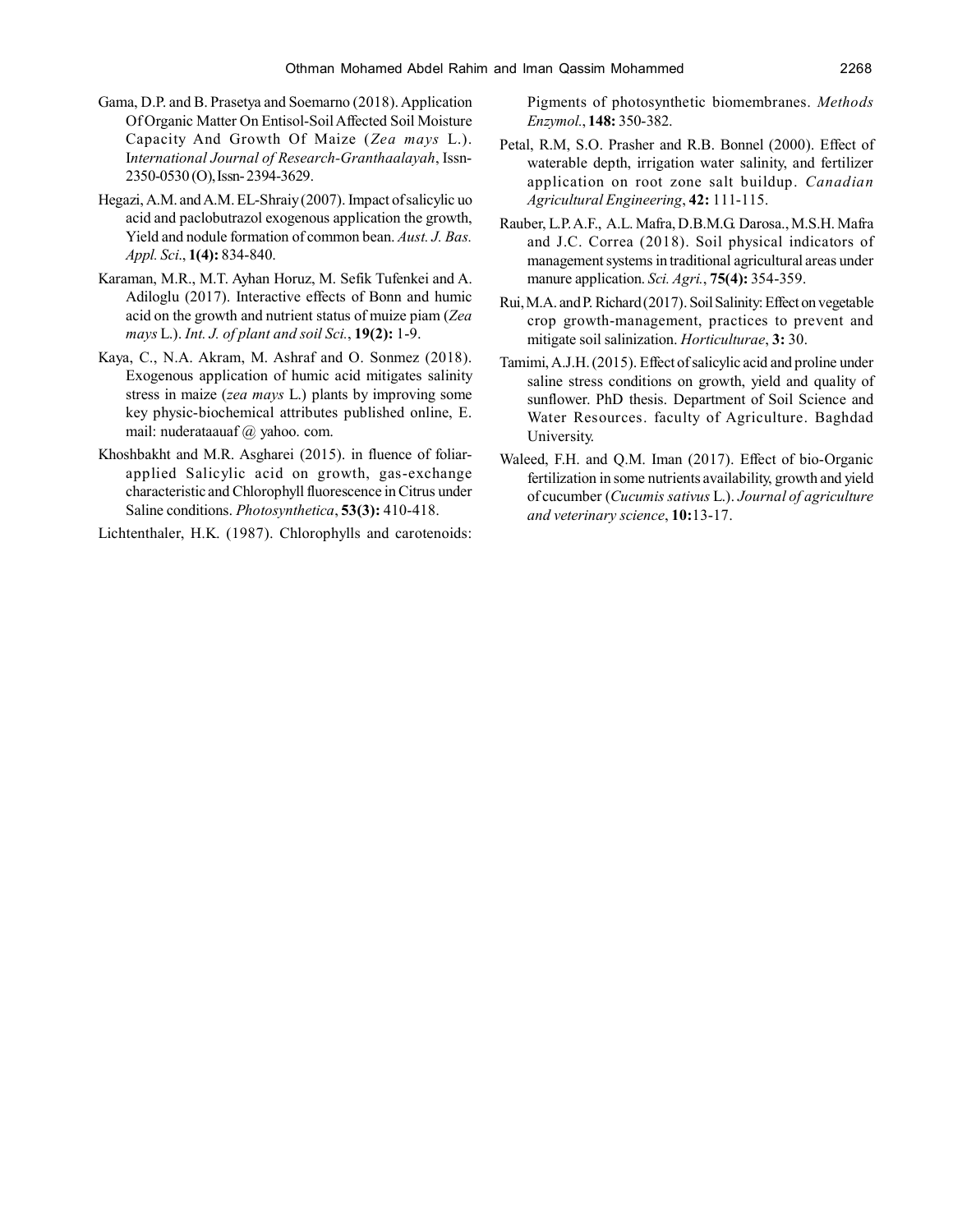Gama, D.P. and B. Prasetya and Soemarno (2018). Application Of Organic Matter On Entisol-Soil Affected Soil Moisture Capacity And Growth Of Maize (*Zea mays* L.). I*nternational Journal of Research-Granthaalayah*, Issn- 2350-0530 (O), Issn- 2394-3629.

Hegazi, A.M. and A.M. EL-Shraiy (2007). Impact of salicylic uo acid and paclobutrazol exogenous application the growth, Yield and nodule formation of common bean. *Aust. J. Bas. Appl. Sci*., **1(4):** 834-840.

Karaman, M.R., M.T. Ayhan Horuz, M. Sefik Tufenkei and A. Adiloglu (2017). Interactive effects of Bonn and humic acid on the growth and nutrient status of muize piam (*Zea mays* L.). *Int. J. of plant and soil Sci.*, **19(2):** 1-9.

Kaya, C., N.A. Akram, M. Ashraf and O. Sonmez (2018). Exogenous application of humic acid mitigates salinity stress in maize (*zea mays* L.) plants by improving some key physic-biochemical attributes published online, E. mail: nuderataauaf @ yahoo. com.

Khoshbakht and M.R. Asgharei (2015). in fluence of foliar-applied Salicylic acid on growth, gas-exchange characteristic and Chlorophyll fluorescence in Citrus under Saline conditions. *Photosynthetica*, **53(3):** 410-418.

Lichtenthaler, H.K. (1987). Chlorophylls and carotenoids: Pigments of photosynthetic biomembranes. *Methods Enzymol.*, **148:** 350-382.

Petal, R.M, S.O. Prasher and R.B. Bonnel (2000). Effect of waterable depth, irrigation water salinity, and fertilizer application on root zone salt buildup. *Canadian Agricultural Engineering*, **42:** 111-115.

Rauber, L.P. A.F., A.L. Mafra, D.B.M.G. Darosa., M.S.H. Mafra and J.C. Correa (2018). Soil physical indicators of management systems in traditional agricultural areas under manure application. *Sci. Agri.*, **75(4):** 354-359.

Rui, M.A. and P. Richard (2017). Soil Salinity: Effect on vegetable crop growth-management, practices to prevent and mitigate soil salinization. *Horticulturae*, **3:** 30.

Tamimi, A.J.H. (2015). Effect of salicylic acid and proline under saline stress conditions on growth, yield and quality of sunflower. PhD thesis. Department of Soil Science and Water Resources. faculty of Agriculture. Baghdad University.

Waleed, F.H. and Q.M. Iman (2017). Effect of bio-Organic fertilization in some nutrients availability, growth and yield of cucumber (*Cucumis sativus* L.). *Journal of agriculture and veterinary science*, **10:**13-17.